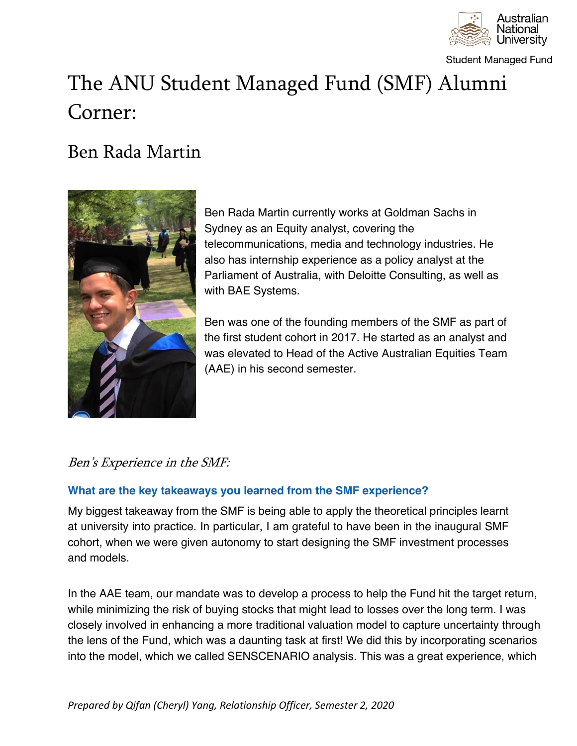# The ANU Student Managed Fund (SMF) Alumni Corner:

## Ben Rada Martin

Ben Rada Martin currently works at Goldman Sachs in Sydney as an Equity analyst, covering the telecommunications, media and technology industries. He also has internship experience as a policy analyst at the Parliament of Australia, with Deloitte Consulting, as well as with BAE Systems.

Ben was one of the founding members of the SMF as part of the first student cohort in 2017. He started as an analyst and was elevated to Head of the Active Australian Equities Team (AAE) in his second semester.

### *Ben's Experience in the SMF:*

**What are the key takeaways you learned from the SMF experience?**

My biggest takeaway from the SMF is being able to apply the theoretical principles learnt at university into practice. In particular, I am grateful to have been in the inaugural SMF cohort, when we were given autonomy to start designing the SMF investment processes and models.

In the AAE team, our mandate was to develop a process to help the Fund hit the target return, while minimizing the risk of buying stocks that might lead to losses over the long term. I was closely involved in enhancing a more traditional valuation model to capture uncertainty through the lens of the Fund, which was a daunting task at first! We did this by incorporating scenarios into the model, which we called SENSCENARIO analysis. This was a great experience, which

*Prepared by Qifan (Cheryl) Yang, Relationship Officer, Semester 2, 2020*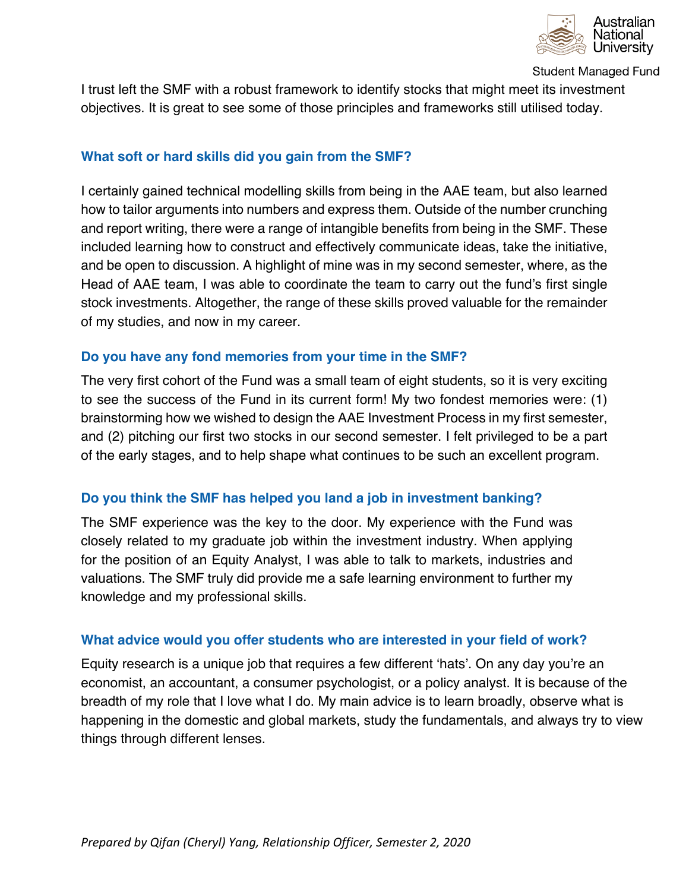I trust left the SMF with a robust framework to identify stocks that might meet its investment objectives. It is great to see some of those principles and frameworks still utilised today.

### What soft or hard skills did you gain from the SMF?

I certainly gained technical modelling skills from being in the AAE team, but also learned how to tailor arguments into numbers and express them. Outside of the number crunching and report writing, there were a range of intangible benefits from being in the SMF. These included learning how to construct and effectively communicate ideas, take the initiative, and be open to discussion. A highlight of mine was in my second semester, where, as the Head of AAE team, I was able to coordinate the team to carry out the fund's first single stock investments. Altogether, the range of these skills proved valuable for the remainder of my studies, and now in my career.

### Do you have any fond memories from your time in the SMF?

The very first cohort of the Fund was a small team of eight students, so it is very exciting to see the success of the Fund in its current form! My two fondest memories were: (1) brainstorming how we wished to design the AAE Investment Process in my first semester, and (2) pitching our first two stocks in our second semester. I felt privileged to be a part of the early stages, and to help shape what continues to be such an excellent program.

### Do you think the SMF has helped you land a job in investment banking?

The SMF experience was the key to the door. My experience with the Fund was closely related to my graduate job within the investment industry. When applying for the position of an Equity Analyst, I was able to talk to markets, industries and valuations. The SMF truly did provide me a safe learning environment to further my knowledge and my professional skills.

### What advice would you offer students who are interested in your field of work?

Equity research is a unique job that requires a few different 'hats'. On any day you're an economist, an accountant, a consumer psychologist, or a policy analyst. It is because of the breadth of my role that I love what I do. My main advice is to learn broadly, observe what is happening in the domestic and global markets, study the fundamentals, and always try to view things through different lenses.

*Prepared by Qifan (Cheryl) Yang, Relationship Officer, Semester 2, 2020*